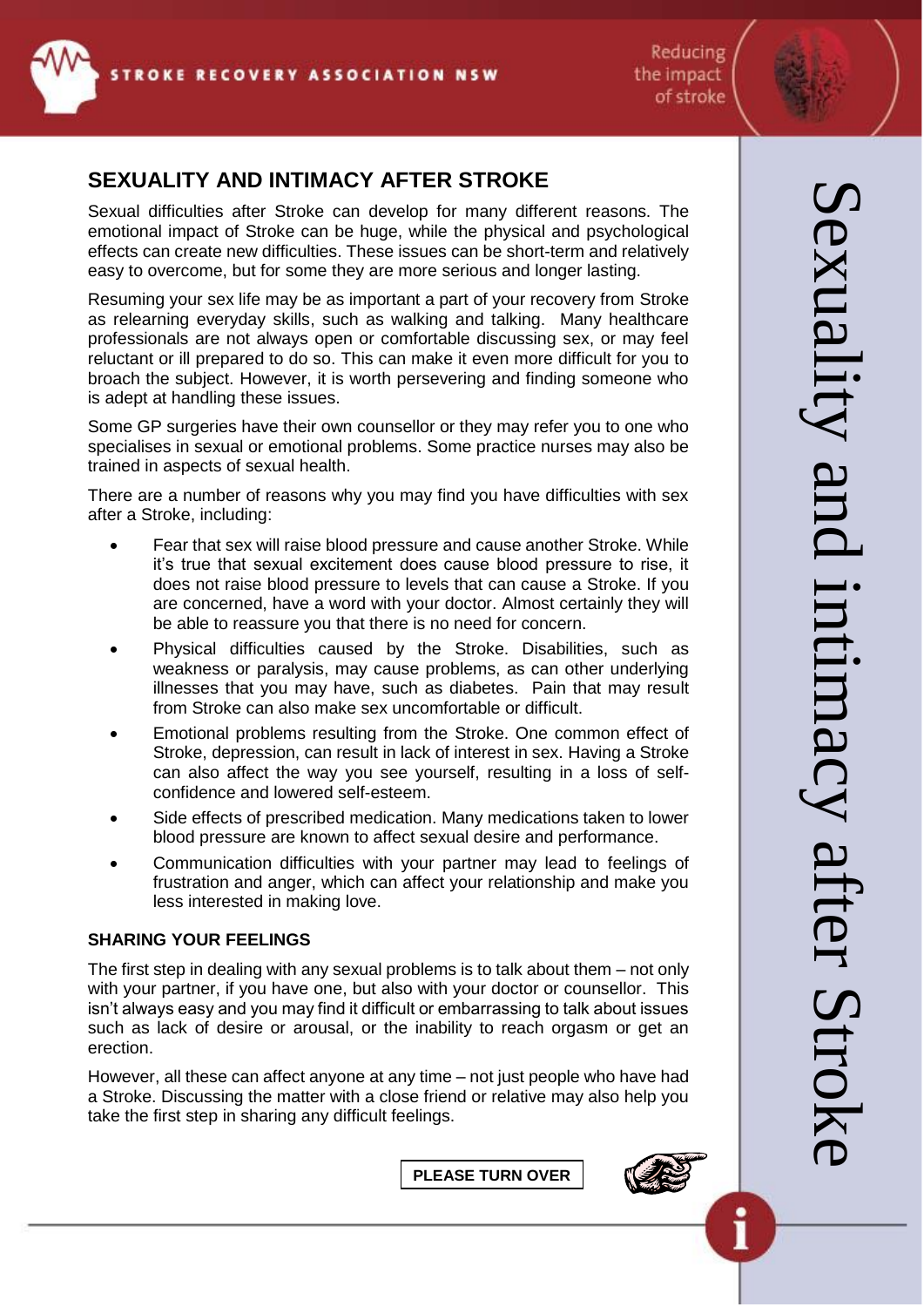STROKE RECOVERY ASSOCIATION NSW

Reducing the impact of stroke

Sexuality and intimacy after Stroke

## SEXUALITY AND INTIMACY AFTER STROKE

Sexual difficulties after Stroke can develop for many different reasons. The emotional impact of Stroke can be huge, while the physical and psychological effects can create new difficulties. These issues can be short-term and relatively easy to overcome, but for some they are more serious and longer lasting.

Resuming your sex life may be as important a part of your recovery from Stroke as relearning everyday skills, such as walking and talking. Many healthcare professionals are not always open or comfortable discussing sex, or may feel reluctant or ill prepared to do so. This can make it even more difficult for you to broach the subject. However, it is worth persevering and finding someone who is adept at handling these issues.

Some GP surgeries have their own counsellor or they may refer you to one who specialises in sexual or emotional problems. Some practice nurses may also be trained in aspects of sexual health.

There are a number of reasons why you may find you have difficulties with sex after a Stroke, including:

- Fear that sex will raise blood pressure and cause another Stroke. While it's true that sexual excitement does cause blood pressure to rise, it does not raise blood pressure to levels that can cause a Stroke. If you are concerned, have a word with your doctor. Almost certainly they will be able to reassure you that there is no need for concern.
- Physical difficulties caused by the Stroke. Disabilities, such as weakness or paralysis, may cause problems, as can other underlying illnesses that you may have, such as diabetes. Pain that may result from Stroke can also make sex uncomfortable or difficult.
- Emotional problems resulting from the Stroke. One common effect of Stroke, depression, can result in lack of interest in sex. Having a Stroke can also affect the way you see yourself, resulting in a loss of self-confidence and lowered self-esteem.
- Side effects of prescribed medication. Many medications taken to lower blood pressure are known to affect sexual desire and performance.
- Communication difficulties with your partner may lead to feelings of frustration and anger, which can affect your relationship and make you less interested in making love.

### SHARING YOUR FEELINGS

The first step in dealing with any sexual problems is to talk about them – not only with your partner, if you have one, but also with your doctor or counsellor. This isn't always easy and you may find it difficult or embarrassing to talk about issues such as lack of desire or arousal, or the inability to reach orgasm or get an erection.

However, all these can affect anyone at any time – not just people who have had a Stroke. Discussing the matter with a close friend or relative may also help you take the first step in sharing any difficult feelings.

**PLEASE TURN OVER**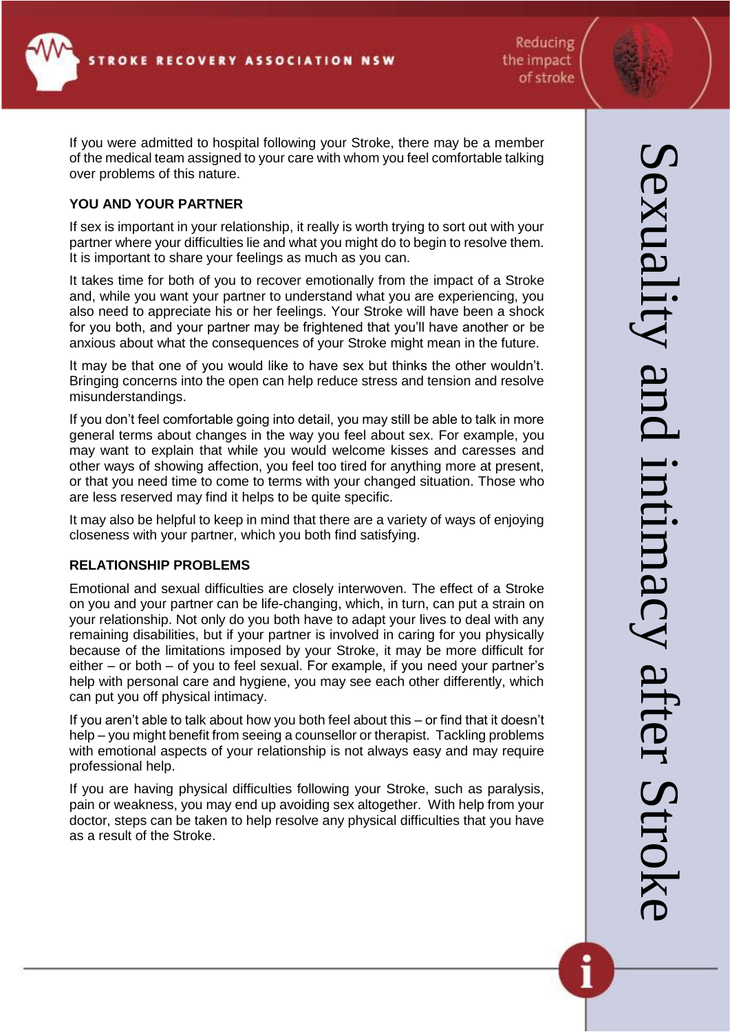If you were admitted to hospital following your Stroke, there may be a member of the medical team assigned to your care with whom you feel comfortable talking over problems of this nature.

**YOU AND YOUR PARTNER**

If sex is important in your relationship, it really is worth trying to sort out with your partner where your difficulties lie and what you might do to begin to resolve them. It is important to share your feelings as much as you can.

It takes time for both of you to recover emotionally from the impact of a Stroke and, while you want your partner to understand what you are experiencing, you also need to appreciate his or her feelings. Your Stroke will have been a shock for you both, and your partner may be frightened that you'll have another or be anxious about what the consequences of your Stroke might mean in the future.

It may be that one of you would like to have sex but thinks the other wouldn't. Bringing concerns into the open can help reduce stress and tension and resolve misunderstandings.

If you don't feel comfortable going into detail, you may still be able to talk in more general terms about changes in the way you feel about sex. For example, you may want to explain that while you would welcome kisses and caresses and other ways of showing affection, you feel too tired for anything more at present, or that you need time to come to terms with your changed situation. Those who are less reserved may find it helps to be quite specific.

It may also be helpful to keep in mind that there are a variety of ways of enjoying closeness with your partner, which you both find satisfying.

**RELATIONSHIP PROBLEMS**

Emotional and sexual difficulties are closely interwoven. The effect of a Stroke on you and your partner can be life-changing, which, in turn, can put a strain on your relationship. Not only do you both have to adapt your lives to deal with any remaining disabilities, but if your partner is involved in caring for you physically because of the limitations imposed by your Stroke, it may be more difficult for either – or both – of you to feel sexual. For example, if you need your partner's help with personal care and hygiene, you may see each other differently, which can put you off physical intimacy.

If you aren't able to talk about how you both feel about this – or find that it doesn't help – you might benefit from seeing a counsellor or therapist. Tackling problems with emotional aspects of your relationship is not always easy and may require professional help.

If you are having physical difficulties following your Stroke, such as paralysis, pain or weakness, you may end up avoiding sex altogether. With help from your doctor, steps can be taken to help resolve any physical difficulties that you have as a result of the Stroke.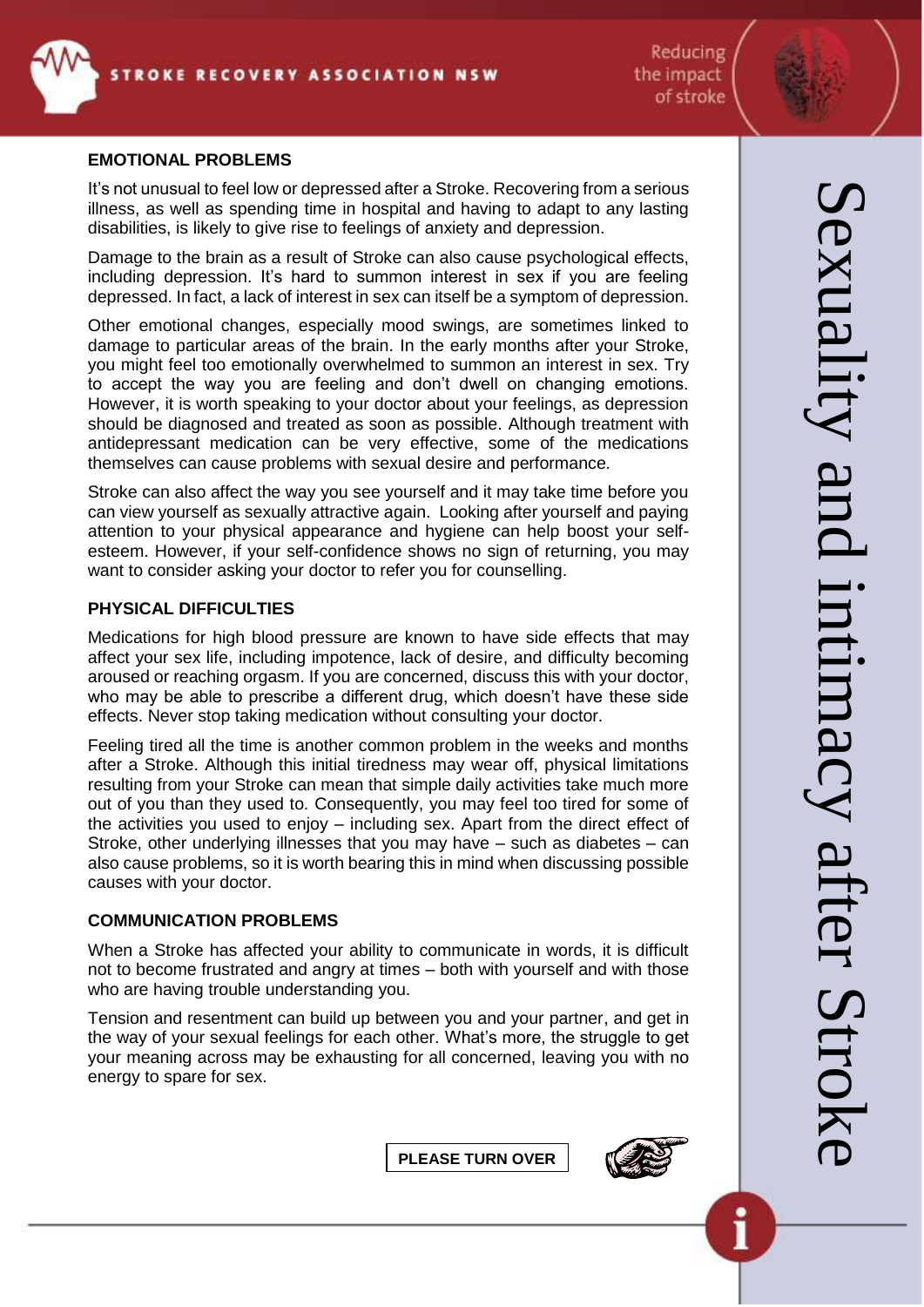## EMOTIONAL PROBLEMS

It's not unusual to feel low or depressed after a Stroke. Recovering from a serious illness, as well as spending time in hospital and having to adapt to any lasting disabilities, is likely to give rise to feelings of anxiety and depression.

Damage to the brain as a result of Stroke can also cause psychological effects, including depression. It's hard to summon interest in sex if you are feeling depressed. In fact, a lack of interest in sex can itself be a symptom of depression.

Other emotional changes, especially mood swings, are sometimes linked to damage to particular areas of the brain. In the early months after your Stroke, you might feel too emotionally overwhelmed to summon an interest in sex. Try to accept the way you are feeling and don't dwell on changing emotions. However, it is worth speaking to your doctor about your feelings, as depression should be diagnosed and treated as soon as possible. Although treatment with antidepressant medication can be very effective, some of the medications themselves can cause problems with sexual desire and performance.

Stroke can also affect the way you see yourself and it may take time before you can view yourself as sexually attractive again. Looking after yourself and paying attention to your physical appearance and hygiene can help boost your self-esteem. However, if your self-confidence shows no sign of returning, you may want to consider asking your doctor to refer you for counselling.

## PHYSICAL DIFFICULTIES

Medications for high blood pressure are known to have side effects that may affect your sex life, including impotence, lack of desire, and difficulty becoming aroused or reaching orgasm. If you are concerned, discuss this with your doctor, who may be able to prescribe a different drug, which doesn't have these side effects. Never stop taking medication without consulting your doctor.

Feeling tired all the time is another common problem in the weeks and months after a Stroke. Although this initial tiredness may wear off, physical limitations resulting from your Stroke can mean that simple daily activities take much more out of you than they used to. Consequently, you may feel too tired for some of the activities you used to enjoy – including sex. Apart from the direct effect of Stroke, other underlying illnesses that you may have – such as diabetes – can also cause problems, so it is worth bearing this in mind when discussing possible causes with your doctor.

## COMMUNICATION PROBLEMS

When a Stroke has affected your ability to communicate in words, it is difficult not to become frustrated and angry at times – both with yourself and with those who are having trouble understanding you.

Tension and resentment can build up between you and your partner, and get in the way of your sexual feelings for each other. What's more, the struggle to get your meaning across may be exhausting for all concerned, leaving you with no energy to spare for sex.

**PLEASE TURN OVER**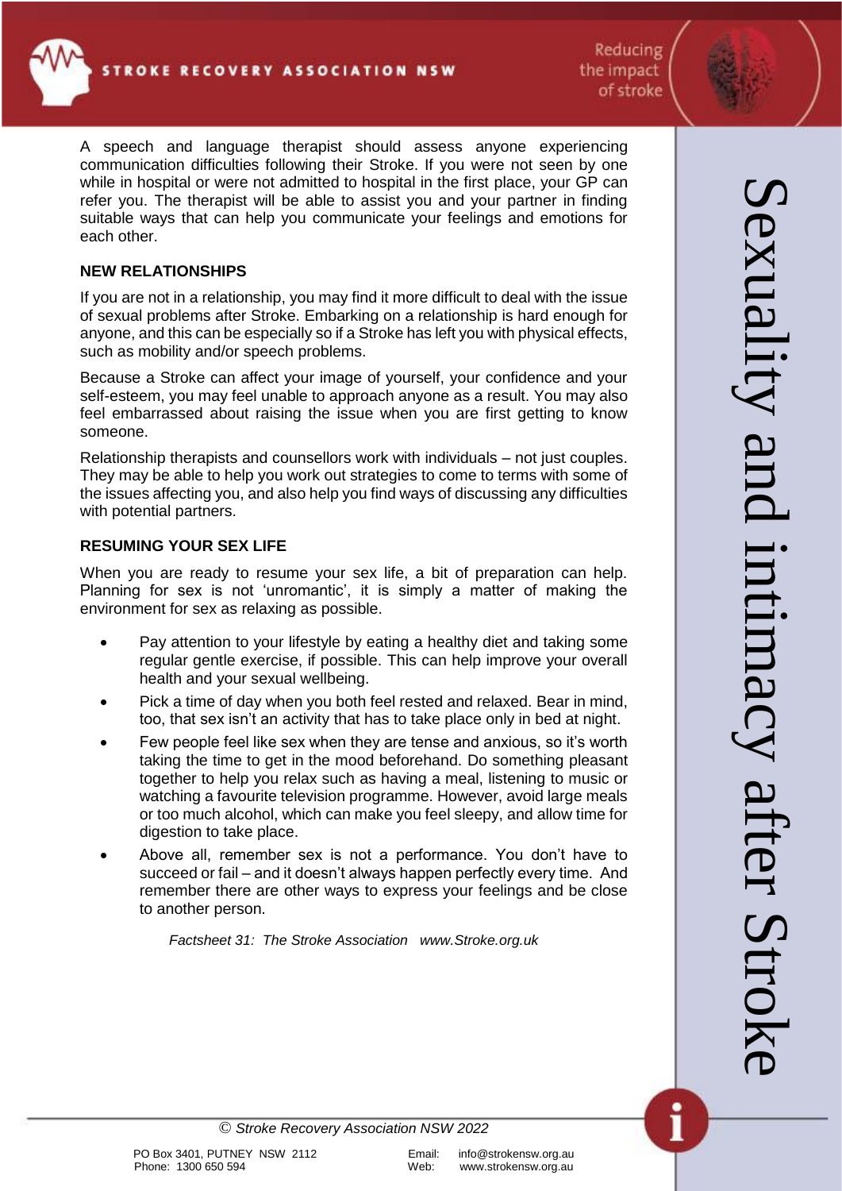A speech and language therapist should assess anyone experiencing communication difficulties following their Stroke. If you were not seen by one while in hospital or were not admitted to hospital in the first place, your GP can refer you. The therapist will be able to assist you and your partner in finding suitable ways that can help you communicate your feelings and emotions for each other.

**NEW RELATIONSHIPS**

If you are not in a relationship, you may find it more difficult to deal with the issue of sexual problems after Stroke. Embarking on a relationship is hard enough for anyone, and this can be especially so if a Stroke has left you with physical effects, such as mobility and/or speech problems.

Because a Stroke can affect your image of yourself, your confidence and your self-esteem, you may feel unable to approach anyone as a result. You may also feel embarrassed about raising the issue when you are first getting to know someone.

Relationship therapists and counsellors work with individuals – not just couples. They may be able to help you work out strategies to come to terms with some of the issues affecting you, and also help you find ways of discussing any difficulties with potential partners.

**RESUMING YOUR SEX LIFE**

When you are ready to resume your sex life, a bit of preparation can help. Planning for sex is not 'unromantic', it is simply a matter of making the environment for sex as relaxing as possible.

- Pay attention to your lifestyle by eating a healthy diet and taking some regular gentle exercise, if possible. This can help improve your overall health and your sexual wellbeing.
- Pick a time of day when you both feel rested and relaxed. Bear in mind, too, that sex isn't an activity that has to take place only in bed at night.
- Few people feel like sex when they are tense and anxious, so it's worth taking the time to get in the mood beforehand. Do something pleasant together to help you relax such as having a meal, listening to music or watching a favourite television programme. However, avoid large meals or too much alcohol, which can make you feel sleepy, and allow time for digestion to take place.
- Above all, remember sex is not a performance. You don't have to succeed or fail – and it doesn't always happen perfectly every time. And remember there are other ways to express your feelings and be close to another person.

*Factsheet 31: The Stroke Association www.Stroke.org.uk*